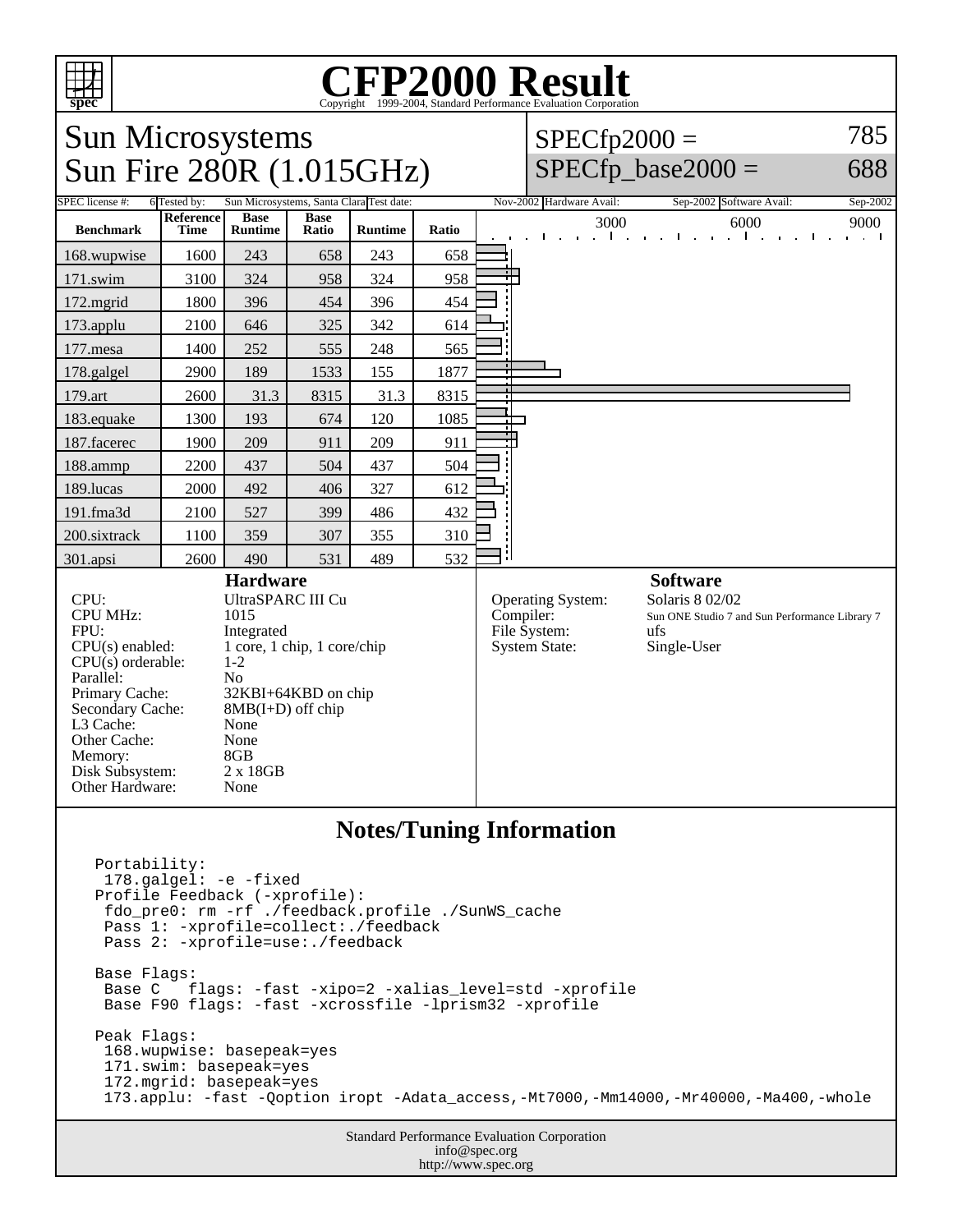# CFP2000 Result

Copyright 1999-2004, Standard Performance Evaluation Corporation

## Sun Microsystems
## Sun Fire 280R (1.015GHz)

SPECfp2000 = 785
SPECfp_base2000 = 688

SPEC license #: 6 | Tested by: Sun Microsystems, Santa Clara | Test date: Nov-2002 | Hardware Avail: Sep-2002 | Software Avail: Sep-2002

| Benchmark | Reference Time | Base Runtime | Base Ratio | Runtime | Ratio |
|---|---|---|---|---|---|
| 168.wupwise | 1600 | 243 | 658 | 243 | 658 |
| 171.swim | 3100 | 324 | 958 | 324 | 958 |
| 172.mgrid | 1800 | 396 | 454 | 396 | 454 |
| 173.applu | 2100 | 646 | 325 | 342 | 614 |
| 177.mesa | 1400 | 252 | 555 | 248 | 565 |
| 178.galgel | 2900 | 189 | 1533 | 155 | 1877 |
| 179.art | 2600 | 31.3 | 8315 | 31.3 | 8315 |
| 183.equake | 1300 | 193 | 674 | 120 | 1085 |
| 187.facerec | 1900 | 209 | 911 | 209 | 911 |
| 188.ammp | 2200 | 437 | 504 | 437 | 504 |
| 189.lucas | 2000 | 492 | 406 | 327 | 612 |
| 191.fma3d | 2100 | 527 | 399 | 486 | 432 |
| 200.sixtrack | 1100 | 359 | 307 | 355 | 310 |
| 301.apsi | 2600 | 490 | 531 | 489 | 532 |

### Hardware

| | |
|---|---|
| CPU: | UltraSPARC III Cu |
| CPU MHz: | 1015 |
| FPU: | Integrated |
| CPU(s) enabled: | 1 core, 1 chip, 1 core/chip |
| CPU(s) orderable: | 1-2 |
| Parallel: | No |
| Primary Cache: | 32KBI+64KBD on chip |
| Secondary Cache: | 8MB(I+D) off chip |
| L3 Cache: | None |
| Other Cache: | None |
| Memory: | 8GB |
| Disk Subsystem: | 2 x 18GB |
| Other Hardware: | None |

### Software

| | |
|---|---|
| Operating System: | Solaris 8 02/02 |
| Compiler: | Sun ONE Studio 7 and Sun Performance Library 7 |
| File System: | ufs |
| System State: | Single-User |

## Notes/Tuning Information

```
Portability:
 178.galgel: -e -fixed
Profile Feedback (-xprofile):
 fdo_pre0: rm -rf ./feedback.profile ./SunWS_cache
 Pass 1: -xprofile=collect:./feedback
 Pass 2: -xprofile=use:./feedback

Base Flags:
 Base C   flags: -fast -xipo=2 -xalias_level=std -xprofile
 Base F90 flags: -fast -xcrossfile -lprism32 -xprofile

Peak Flags:
 168.wupwise: basepeak=yes
 171.swim: basepeak=yes
 172.mgrid: basepeak=yes
 173.applu: -fast -Qoption iropt -Adata_access,-Mt7000,-Mm14000,-Mr40000,-Ma400,-whole
```

Standard Performance Evaluation Corporation
info@spec.org
http://www.spec.org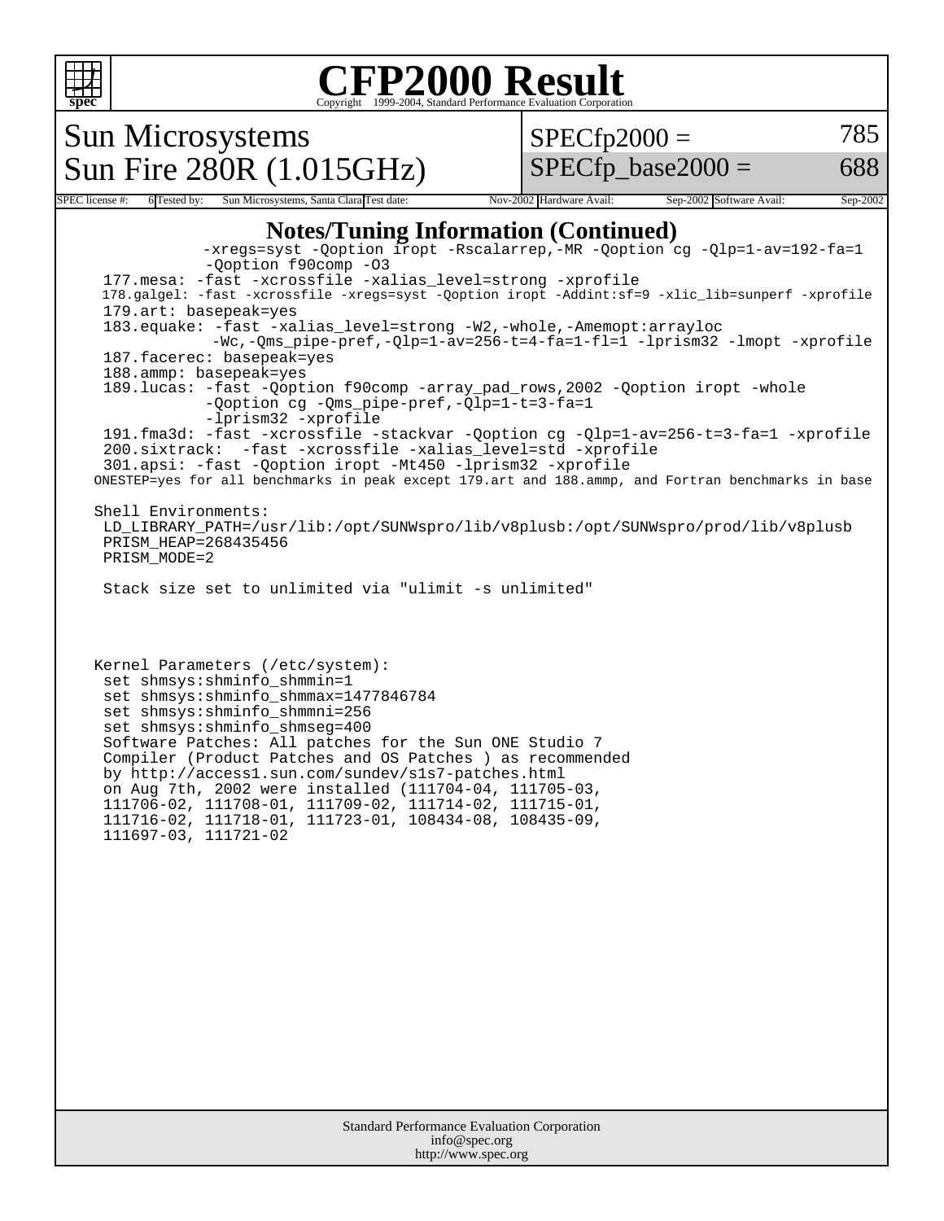# CFP2000 Result

Copyright 1999-2004, Standard Performance Evaluation Corporation

## Sun Microsystems
## Sun Fire 280R (1.015GHz)

SPECfp2000 = 785

SPECfp_base2000 = 688

| SPEC license #: | 6 | Tested by: | Sun Microsystems, Santa Clara | Test date: | Nov-2002 | Hardware Avail: | Sep-2002 | Software Avail: | Sep-2002 |
|---|---|---|---|---|---|---|---|---|---|

### Notes/Tuning Information (Continued)

```
             -xregs=syst -Qoption iropt -Rscalarrep,-MR -Qoption cg -Qlp=1-av=192-fa=1
             -Qoption f90comp -O3
 177.mesa: -fast -xcrossfile -xalias_level=strong -xprofile
 178.galgel: -fast -xcrossfile -xregs=syst -Qoption iropt -Addint:sf=9 -xlic_lib=sunperf -xprofile
 179.art: basepeak=yes
 183.equake: -fast -xalias_level=strong -W2,-whole,-Amemopt:arrayloc
              -Wc,-Qms_pipe-pref,-Qlp=1-av=256-t=4-fa=1-fl=1 -lprism32 -lmopt -xprofile
 187.facerec: basepeak=yes
 188.ammp: basepeak=yes
 189.lucas: -fast -Qoption f90comp -array_pad_rows,2002 -Qoption iropt -whole
             -Qoption cg -Qms_pipe-pref,-Qlp=1-t=3-fa=1
             -lprism32 -xprofile
 191.fma3d: -fast -xcrossfile -stackvar -Qoption cg -Qlp=1-av=256-t=3-fa=1 -xprofile
 200.sixtrack:  -fast -xcrossfile -xalias_level=std -xprofile
 301.apsi: -fast -Qoption iropt -Mt450 -lprism32 -xprofile
ONESTEP=yes for all benchmarks in peak except 179.art and 188.ammp, and Fortran benchmarks in base

Shell Environments:
 LD_LIBRARY_PATH=/usr/lib:/opt/SUNWspro/lib/v8plusb:/opt/SUNWspro/prod/lib/v8plusb
 PRISM_HEAP=268435456
 PRISM_MODE=2

 Stack size set to unlimited via "ulimit -s unlimited"



Kernel Parameters (/etc/system):
 set shmsys:shminfo_shmmin=1
 set shmsys:shminfo_shmmax=1477846784
 set shmsys:shminfo_shmmni=256
 set shmsys:shminfo_shmseg=400
 Software Patches: All patches for the Sun ONE Studio 7
 Compiler (Product Patches and OS Patches ) as recommended
 by http://access1.sun.com/sundev/s1s7-patches.html
 on Aug 7th, 2002 were installed (111704-04, 111705-03,
 111706-02, 111708-01, 111709-02, 111714-02, 111715-01,
 111716-02, 111718-01, 111723-01, 108434-08, 108435-09,
 111697-03, 111721-02
```

Standard Performance Evaluation Corporation
info@spec.org
http://www.spec.org